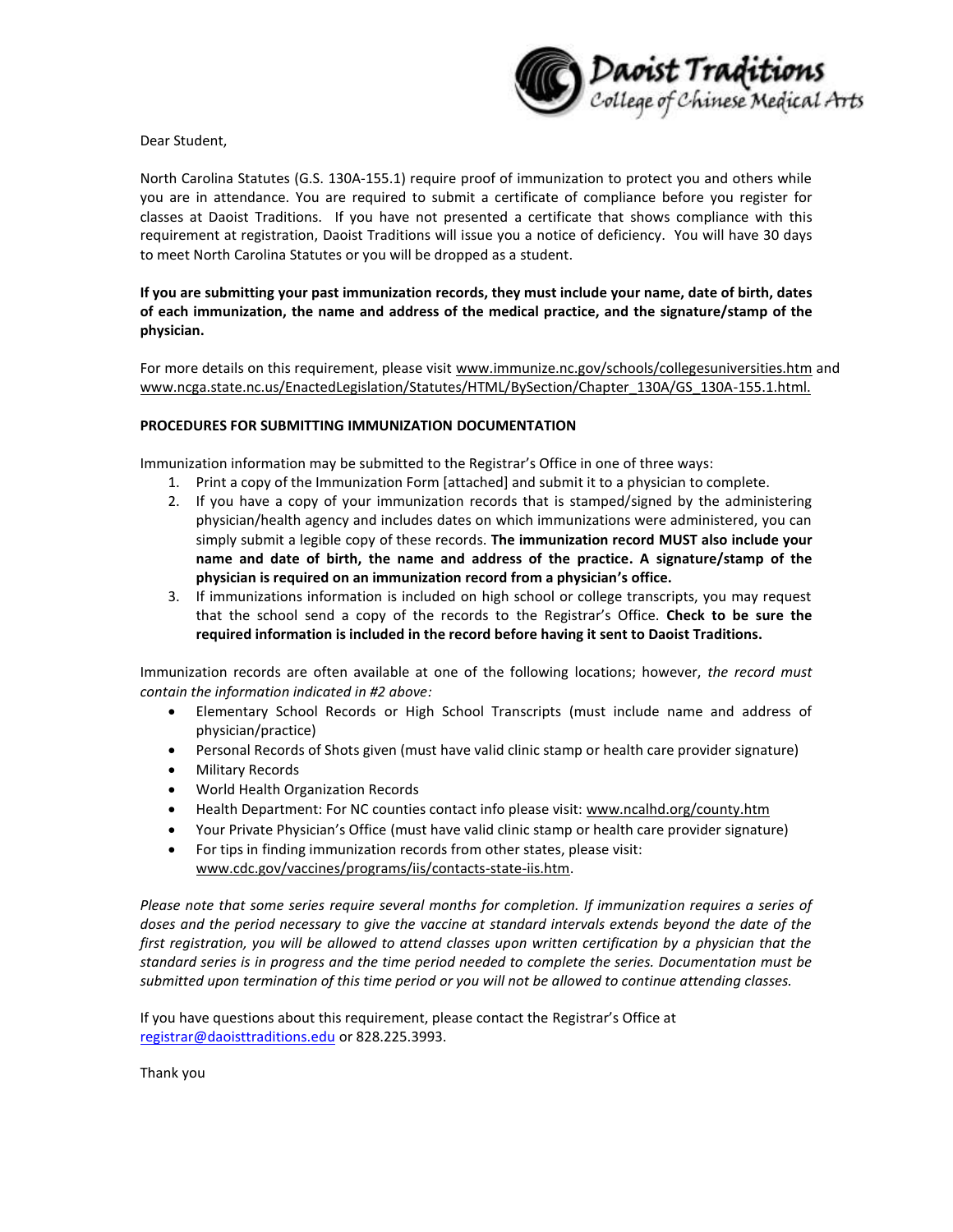Daoist Traditions
College of Chinese Medical Arts

Dear Student,

North Carolina Statutes (G.S. 130A-155.1) require proof of immunization to protect you and others while you are in attendance. You are required to submit a certificate of compliance before you register for classes at Daoist Traditions. If you have not presented a certificate that shows compliance with this requirement at registration, Daoist Traditions will issue you a notice of deficiency. You will have 30 days to meet North Carolina Statutes or you will be dropped as a student.

**If you are submitting your past immunization records, they must include your name, date of birth, dates of each immunization, the name and address of the medical practice, and the signature/stamp of the physician.**

For more details on this requirement, please visit www.immunize.nc.gov/schools/collegesuniversities.htm and www.ncga.state.nc.us/EnactedLegislation/Statutes/HTML/BySection/Chapter_130A/GS_130A-155.1.html.

**PROCEDURES FOR SUBMITTING IMMUNIZATION DOCUMENTATION**

Immunization information may be submitted to the Registrar's Office in one of three ways:

1. Print a copy of the Immunization Form [attached] and submit it to a physician to complete.
2. If you have a copy of your immunization records that is stamped/signed by the administering physician/health agency and includes dates on which immunizations were administered, you can simply submit a legible copy of these records. **The immunization record MUST also include your name and date of birth, the name and address of the practice. A signature/stamp of the physician is required on an immunization record from a physician's office.**
3. If immunizations information is included on high school or college transcripts, you may request that the school send a copy of the records to the Registrar's Office. **Check to be sure the required information is included in the record before having it sent to Daoist Traditions.**

Immunization records are often available at one of the following locations; however, *the record must contain the information indicated in #2 above:*

- Elementary School Records or High School Transcripts (must include name and address of physician/practice)
- Personal Records of Shots given (must have valid clinic stamp or health care provider signature)
- Military Records
- World Health Organization Records
- Health Department: For NC counties contact info please visit: www.ncalhd.org/county.htm
- Your Private Physician's Office (must have valid clinic stamp or health care provider signature)
- For tips in finding immunization records from other states, please visit: www.cdc.gov/vaccines/programs/iis/contacts-state-iis.htm.

*Please note that some series require several months for completion. If immunization requires a series of doses and the period necessary to give the vaccine at standard intervals extends beyond the date of the first registration, you will be allowed to attend classes upon written certification by a physician that the standard series is in progress and the time period needed to complete the series. Documentation must be submitted upon termination of this time period or you will not be allowed to continue attending classes.*

If you have questions about this requirement, please contact the Registrar's Office at registrar@daoisttraditions.edu or 828.225.3993.

Thank you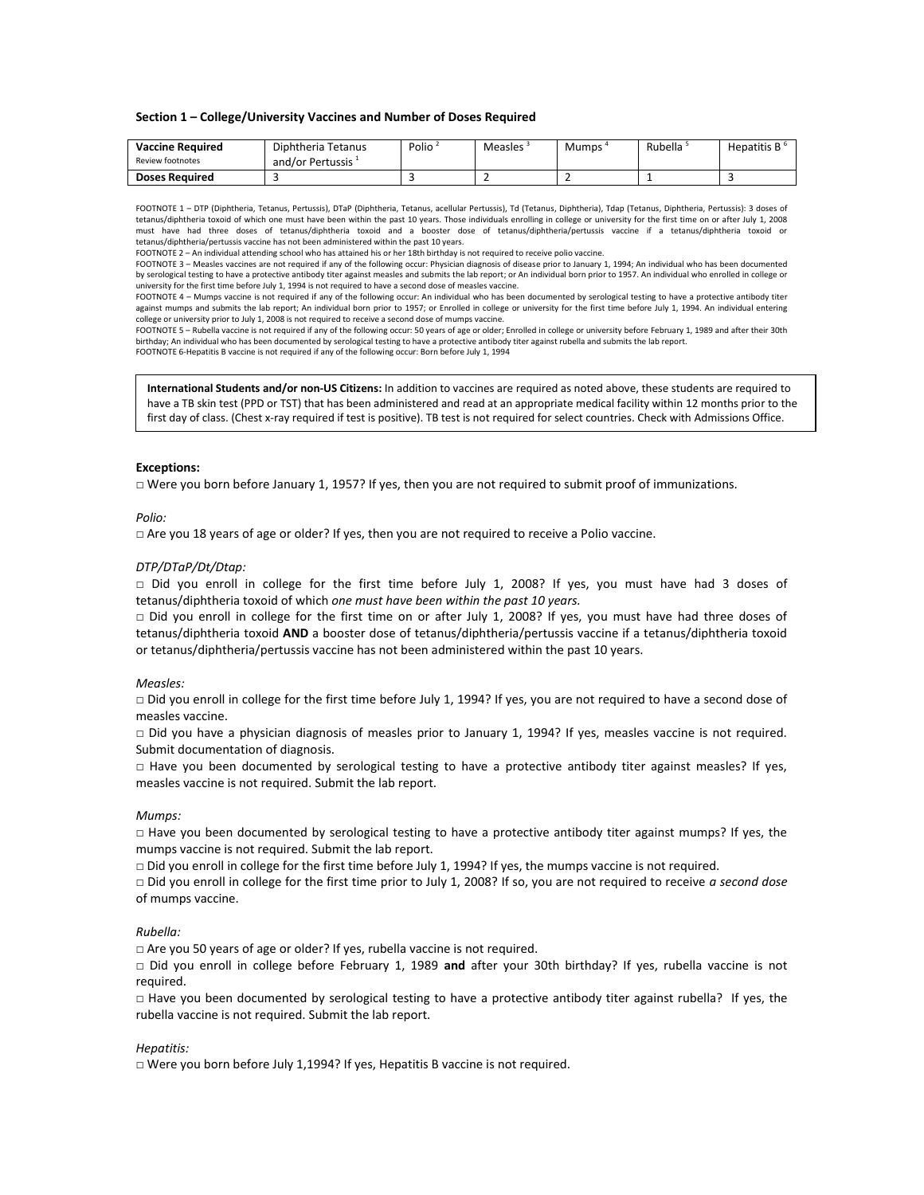**Section 1 – College/University Vaccines and Number of Doses Required**

| Vaccine Required<br>Review footnotes | Diphtheria Tetanus and/or Pertussis [1] | Polio [2] | Measles [3] | Mumps [4] | Rubella [5] | Hepatitis B [6] |
|---|---|---|---|---|---|---|
| **Doses Required** | 3 | 3 | 2 | 2 | 1 | 3 |

FOOTNOTE 1 – DTP (Diphtheria, Tetanus, Pertussis), DTaP (Diphtheria, Tetanus, acellular Pertussis), Td (Tetanus, Diphtheria), Tdap (Tetanus, Diphtheria, Pertussis): 3 doses of tetanus/diphtheria toxoid of which one must have been within the past 10 years. Those individuals enrolling in college or university for the first time on or after July 1, 2008 must have had three doses of tetanus/diphtheria toxoid and a booster dose of tetanus/diphtheria/pertussis vaccine if a tetanus/diphtheria toxoid or tetanus/diphtheria/pertussis vaccine has not been administered within the past 10 years.
FOOTNOTE 2 – An individual attending school who has attained his or her 18th birthday is not required to receive polio vaccine.
FOOTNOTE 3 – Measles vaccines are not required if any of the following occur: Physician diagnosis of disease prior to January 1, 1994; An individual who has been documented by serological testing to have a protective antibody titer against measles and submits the lab report; or An individual born prior to 1957. An individual who enrolled in college or university for the first time before July 1, 1994 is not required to have a second dose of measles vaccine.
FOOTNOTE 4 – Mumps vaccine is not required if any of the following occur: An individual who has been documented by serological testing to have a protective antibody titer against mumps and submits the lab report; An individual born prior to 1957; or Enrolled in college or university for the first time before July 1, 1994. An individual entering college or university prior to July 1, 2008 is not required to receive a second dose of mumps vaccine.
FOOTNOTE 5 – Rubella vaccine is not required if any of the following occur: 50 years of age or older; Enrolled in college or university before February 1, 1989 and after their 30th birthday; An individual who has been documented by serological testing to have a protective antibody titer against rubella and submits the lab report.
FOOTNOTE 6-Hepatitis B vaccine is not required if any of the following occur: Born before July 1, 1994

**International Students and/or non-US Citizens:** In addition to vaccines are required as noted above, these students are required to have a TB skin test (PPD or TST) that has been administered and read at an appropriate medical facility within 12 months prior to the first day of class. (Chest x-ray required if test is positive). TB test is not required for select countries. Check with Admissions Office.

**Exceptions:**

□ Were you born before January 1, 1957? If yes, then you are not required to submit proof of immunizations.

*Polio:*

□ Are you 18 years of age or older? If yes, then you are not required to receive a Polio vaccine.

*DTP/DTaP/Dt/Dtap:*

□ Did you enroll in college for the first time before July 1, 2008? If yes, you must have had 3 doses of tetanus/diphtheria toxoid of which *one must have been within the past 10 years.*

□ Did you enroll in college for the first time on or after July 1, 2008? If yes, you must have had three doses of tetanus/diphtheria toxoid **AND** a booster dose of tetanus/diphtheria/pertussis vaccine if a tetanus/diphtheria toxoid or tetanus/diphtheria/pertussis vaccine has not been administered within the past 10 years.

*Measles:*

□ Did you enroll in college for the first time before July 1, 1994? If yes, you are not required to have a second dose of measles vaccine.

□ Did you have a physician diagnosis of measles prior to January 1, 1994? If yes, measles vaccine is not required. Submit documentation of diagnosis.

□ Have you been documented by serological testing to have a protective antibody titer against measles? If yes, measles vaccine is not required. Submit the lab report.

*Mumps:*

□ Have you been documented by serological testing to have a protective antibody titer against mumps? If yes, the mumps vaccine is not required. Submit the lab report.

□ Did you enroll in college for the first time before July 1, 1994? If yes, the mumps vaccine is not required.

□ Did you enroll in college for the first time prior to July 1, 2008? If so, you are not required to receive *a second dose* of mumps vaccine.

*Rubella:*

□ Are you 50 years of age or older? If yes, rubella vaccine is not required.

□ Did you enroll in college before February 1, 1989 **and** after your 30th birthday? If yes, rubella vaccine is not required.

□ Have you been documented by serological testing to have a protective antibody titer against rubella? If yes, the rubella vaccine is not required. Submit the lab report.

*Hepatitis:*

□ Were you born before July 1,1994? If yes, Hepatitis B vaccine is not required.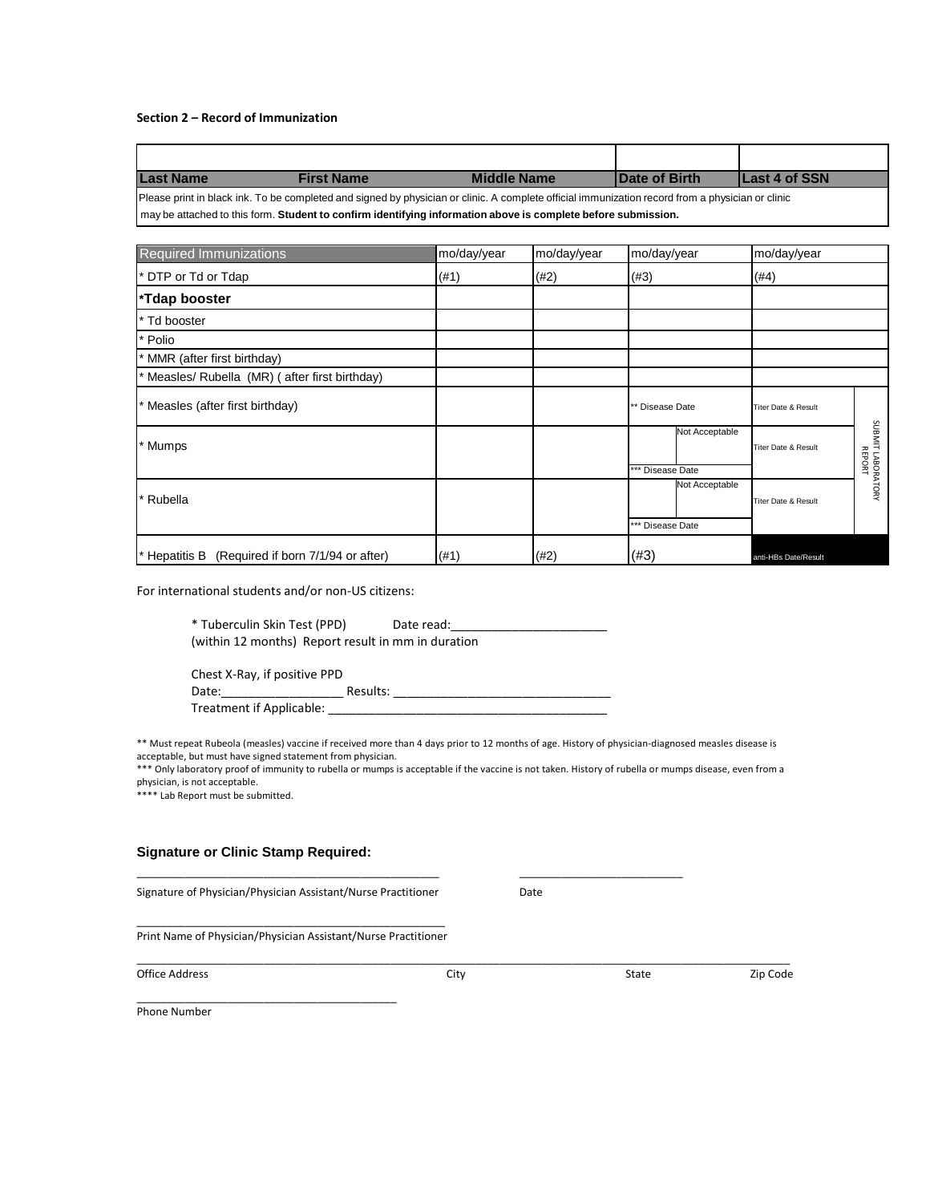**Section 2 – Record of Immunization**

| Last Name | First Name | Middle Name | Date of Birth | Last 4 of SSN |
|---|---|---|---|---|
| | | | | |

Please print in black ink. To be completed and signed by physician or clinic. A complete official immunization record from a physician or clinic may be attached to this form. **Student to confirm identifying information above is complete before submission.**

| Required Immunizations | mo/day/year | mo/day/year | mo/day/year | mo/day/year | |
|---|---|---|---|---|---|
| * DTP or Td or Tdap | (#1) | (#2) | (#3) | (#4) | |
| ***Tdap booster** | | | | | |
| * Td booster | | | | | |
| * Polio | | | | | |
| * MMR (after first birthday) | | | | | |
| * Measles/ Rubella (MR) ( after first birthday) | | | | | |
| * Measles (after first birthday) | | | ** Disease Date | Titer Date & Result | SUBMIT LABORATORY REPORT |
| * Mumps | | | Not Acceptable<br>*** Disease Date | Titer Date & Result | |
| * Rubella | | | Not Acceptable<br>*** Disease Date | Titer Date & Result | |
| * Hepatitis B (Required if born 7/1/94 or after) | (#1) | (#2) | (#3) | anti-HBs Date/Result | |

For international students and/or non-US citizens:

* Tuberculin Skin Test (PPD) Date read:_______________________
(within 12 months) Report result in mm in duration

Chest X-Ray, if positive PPD
Date:__________________ Results: ________________________________
Treatment if Applicable: ________________________________________

** Must repeat Rubeola (measles) vaccine if received more than 4 days prior to 12 months of age. History of physician-diagnosed measles disease is acceptable, but must have signed statement from physician.
*** Only laboratory proof of immunity to rubella or mumps is acceptable if the vaccine is not taken. History of rubella or mumps disease, even from a physician, is not acceptable.
**** Lab Report must be submitted.

**Signature or Clinic Stamp Required:**

_______________________________________________ _________________________
Signature of Physician/Physician Assistant/Nurse Practitioner Date

_______________________________________________
Print Name of Physician/Physician Assistant/Nurse Practitioner

_______________________________________________________________________________________________
Office Address City State Zip Code

__________________________________________
Phone Number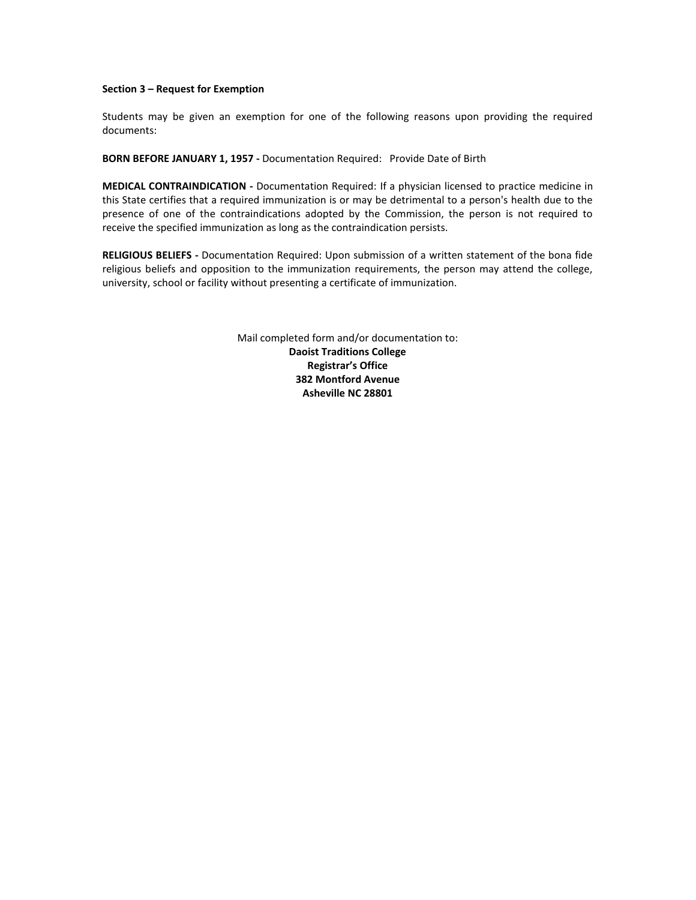**Section 3 – Request for Exemption**

Students may be given an exemption for one of the following reasons upon providing the required documents:

**BORN BEFORE JANUARY 1, 1957 -** Documentation Required: Provide Date of Birth

**MEDICAL CONTRAINDICATION -** Documentation Required: If a physician licensed to practice medicine in this State certifies that a required immunization is or may be detrimental to a person's health due to the presence of one of the contraindications adopted by the Commission, the person is not required to receive the specified immunization as long as the contraindication persists.

**RELIGIOUS BELIEFS -** Documentation Required: Upon submission of a written statement of the bona fide religious beliefs and opposition to the immunization requirements, the person may attend the college, university, school or facility without presenting a certificate of immunization.

Mail completed form and/or documentation to:
**Daoist Traditions College**
**Registrar's Office**
**382 Montford Avenue**
**Asheville NC 28801**